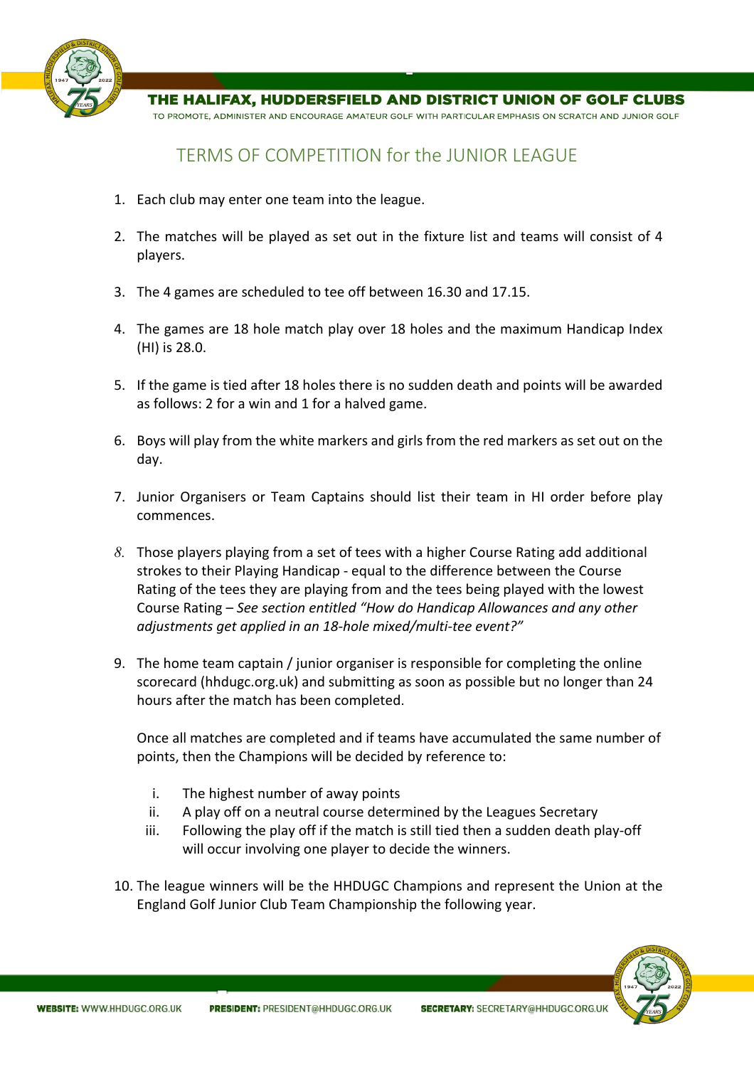THE HALIFAX, HUDDERSFIELD AND DISTRICT UNION OF GOLF CLUBS

TO PROMOTE, ADMINISTER AND ENCOURAGE AMATEUR GOLF WITH PARTICULAR EMPHASIS ON SCRATCH AND JUNIOR GOLF

# TERMS OF COMPETITION for the JUNIOR LEAGUE

1. Each club may enter one team into the league.

2. The matches will be played as set out in the fixture list and teams will consist of 4 players.

3. The 4 games are scheduled to tee off between 16.30 and 17.15.

4. The games are 18 hole match play over 18 holes and the maximum Handicap Index (HI) is 28.0.

5. If the game is tied after 18 holes there is no sudden death and points will be awarded as follows: 2 for a win and 1 for a halved game.

6. Boys will play from the white markers and girls from the red markers as set out on the day.

7. Junior Organisers or Team Captains should list their team in HI order before play commences.

8. Those players playing from a set of tees with a higher Course Rating add additional strokes to their Playing Handicap - equal to the difference between the Course Rating of the tees they are playing from and the tees being played with the lowest Course Rating – *See section entitled "How do Handicap Allowances and any other adjustments get applied in an 18-hole mixed/multi-tee event?"*

9. The home team captain / junior organiser is responsible for completing the online scorecard (hhdugc.org.uk) and submitting as soon as possible but no longer than 24 hours after the match has been completed.

   Once all matches are completed and if teams have accumulated the same number of points, then the Champions will be decided by reference to:

   i. The highest number of away points
   ii. A play off on a neutral course determined by the Leagues Secretary
   iii. Following the play off if the match is still tied then a sudden death play-off will occur involving one player to decide the winners.

10. The league winners will be the HHDUGC Champions and represent the Union at the England Golf Junior Club Team Championship the following year.

**WEBSITE:** WWW.HHDUGC.ORG.UK **PRESIDENT:** PRESIDENT@HHDUGC.ORG.UK **SECRETARY:** SECRETARY@HHDUGC.ORG.UK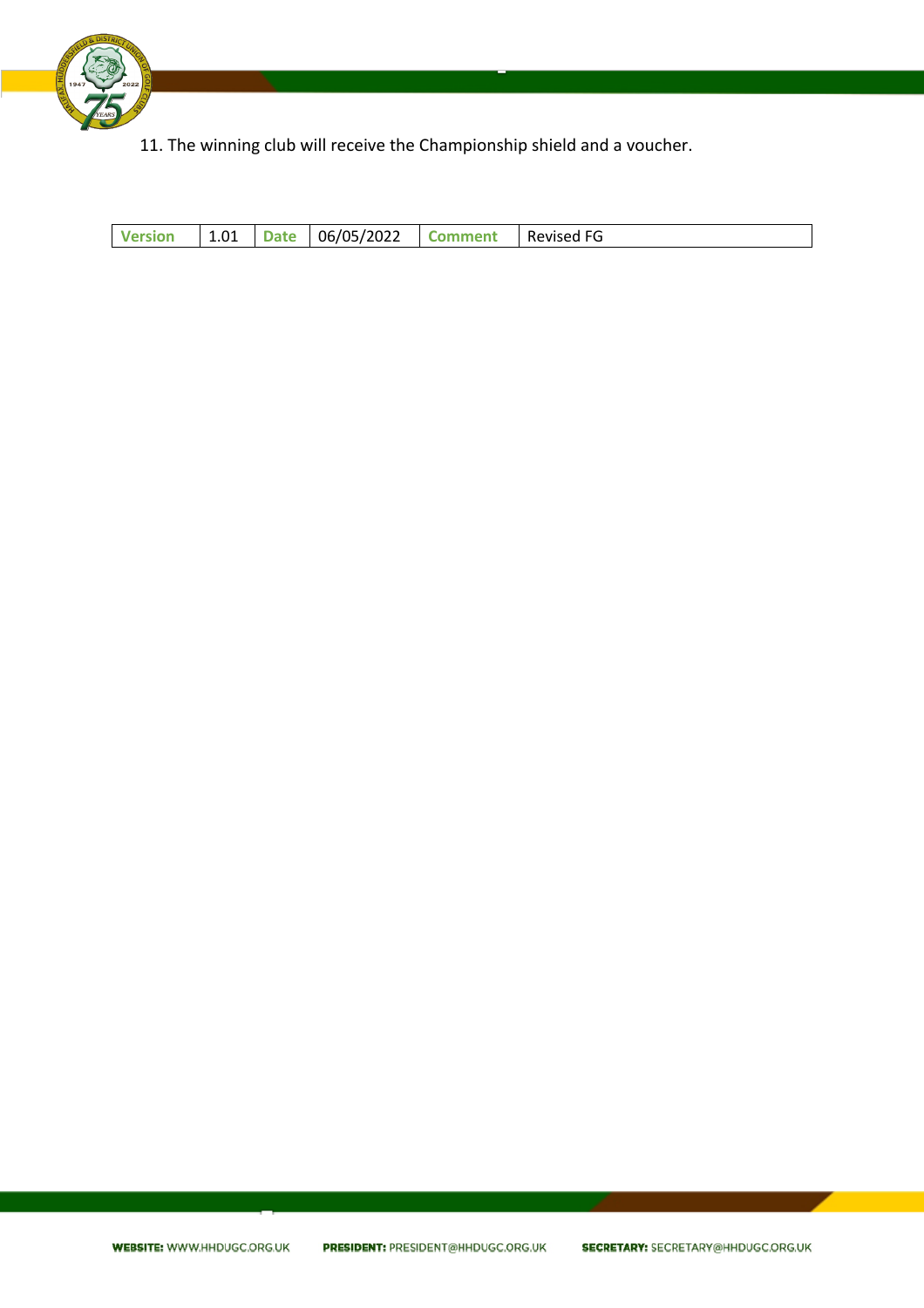11. The winning club will receive the Championship shield and a voucher.

| | | | | | |
|---|---|---|---|---|---|
| Version | 1.01 | Date | 06/05/2022 | Comment | Revised FG |